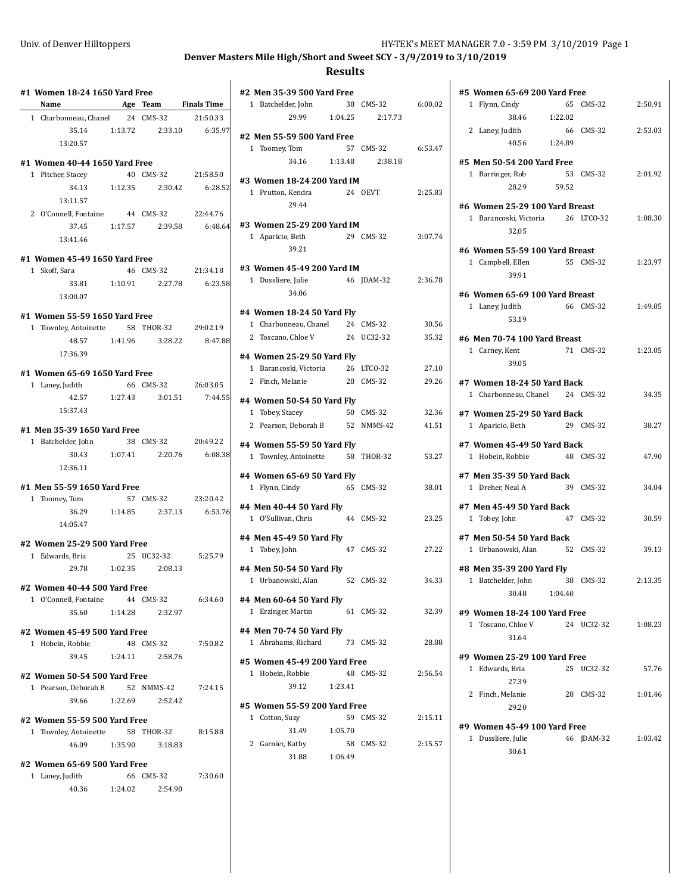**Denver Masters Mile High/Short and Sweet SCY - 3/9/2019 to 3/10/2019**

## Results

### #1 Women 18-24 1650 Yard Free

| Name | Age | Team | Finals Time |
|---|---|---|---|
| 1 Charbonneau, Chanel | 24 | CMS-32 | 21:50.33 |

35.14 1:13.72 2:33.10 6:35.97 13:20.57

### #1 Women 40-44 1650 Yard Free

1 Pitcher, Stacey 40 CMS-32 21:58.50
34.13 1:12.35 2:30.42 6:28.52 13:11.57

2 O'Connell, Fontaine 44 CMS-32 22:44.76
37.45 1:17.57 2:39.58 6:48.64 13:41.46

### #1 Women 45-49 1650 Yard Free

1 Skoff, Sara 46 CMS-32 21:34.18
33.81 1:10.91 2:27.78 6:23.58 13:00.07

### #1 Women 55-59 1650 Yard Free

1 Townley, Antoinette 58 THOR-32 29:02.19
48.57 1:41.96 3:28.22 8:47.88 17:36.39

### #1 Women 65-69 1650 Yard Free

1 Laney, Judith 66 CMS-32 26:03.05
42.57 1:27.43 3:01.51 7:44.55 15:37.43

### #1 Men 35-39 1650 Yard Free

1 Batchelder, John 38 CMS-32 20:49.22
30.43 1:07.41 2:20.76 6:08.38 12:36.11

### #1 Men 55-59 1650 Yard Free

1 Toomey, Tom 57 CMS-32 23:20.42
36.29 1:14.85 2:37.13 6:53.76 14:05.47

### #2 Women 25-29 500 Yard Free

1 Edwards, Bria 25 UC32-32 5:25.79
29.78 1:02.35 2:08.13

### #2 Women 40-44 500 Yard Free

1 O'Connell, Fontaine 44 CMS-32 6:34.60
35.60 1:14.28 2:32.97

### #2 Women 45-49 500 Yard Free

1 Hobein, Robbie 48 CMS-32 7:50.82
39.45 1:24.11 2:58.76

### #2 Women 50-54 500 Yard Free

1 Pearson, Deborah B 52 NMMS-42 7:24.15
39.66 1:22.69 2:52.42

### #2 Women 55-59 500 Yard Free

1 Townley, Antoinette 58 THOR-32 8:15.88
46.09 1:35.90 3:18.83

### #2 Women 65-69 500 Yard Free

1 Laney, Judith 66 CMS-32 7:30.60
40.36 1:24.02 2:54.90

### #2 Men 35-39 500 Yard Free

1 Batchelder, John 38 CMS-32 6:00.02
29.99 1:04.25 2:17.73

### #2 Men 55-59 500 Yard Free

1 Toomey, Tom 57 CMS-32 6:53.47
34.16 1:13.48 2:38.18

### #3 Women 18-24 200 Yard IM

1 Prutton, Kendra 24 OEVT 2:25.83
29.44

### #3 Women 25-29 200 Yard IM

1 Aparicio, Beth 29 CMS-32 3:07.74
39.21

### #3 Women 45-49 200 Yard IM

1 Dussliere, Julie 46 JDAM-32 2:36.78
34.06

### #4 Women 18-24 50 Yard Fly

1 Charbonneau, Chanel 24 CMS-32 30.56
2 Toscano, Chloe V 24 UC32-32 35.32

### #4 Women 25-29 50 Yard Fly

1 Barancoski, Victoria 26 LTCO-32 27.10
2 Finch, Melanie 28 CMS-32 29.26

### #4 Women 50-54 50 Yard Fly

1 Tobey, Stacey 50 CMS-32 32.36
2 Pearson, Deborah B 52 NMMS-42 41.51

### #4 Women 55-59 50 Yard Fly

1 Townley, Antoinette 58 THOR-32 53.27

### #4 Women 65-69 50 Yard Fly

1 Flynn, Cindy 65 CMS-32 38.01

### #4 Men 40-44 50 Yard Fly

1 O'Sullivan, Chris 44 CMS-32 23.25

### #4 Men 45-49 50 Yard Fly

1 Tobey, John 47 CMS-32 27.22

### #4 Men 50-54 50 Yard Fly

1 Urbanowski, Alan 52 CMS-32 34.33

### #4 Men 60-64 50 Yard Fly

1 Erzinger, Martin 61 CMS-32 32.39

### #4 Men 70-74 50 Yard Fly

1 Abrahams, Richard 73 CMS-32 28.88

### #5 Women 45-49 200 Yard Free

1 Hobein, Robbie 48 CMS-32 2:56.54
39.12 1:23.41

### #5 Women 55-59 200 Yard Free

1 Cotton, Suzy 59 CMS-32 2:15.11
31.49 1:05.70

2 Garnier, Kathy 58 CMS-32 2:15.57
31.88 1:06.49

### #5 Women 65-69 200 Yard Free

1 Flynn, Cindy 65 CMS-32 2:50.91
38.46 1:22.02

2 Laney, Judith 66 CMS-32 2:53.03
40.56 1:24.89

### #5 Men 50-54 200 Yard Free

1 Barringer, Rob 53 CMS-32 2:01.92
28.29 59.52

### #6 Women 25-29 100 Yard Breast

1 Barancoski, Victoria 26 LTCO-32 1:08.30
32.05

### #6 Women 55-59 100 Yard Breast

1 Campbell, Ellen 55 CMS-32 1:23.97
39.91

### #6 Women 65-69 100 Yard Breast

1 Laney, Judith 66 CMS-32 1:49.05
53.19

### #6 Men 70-74 100 Yard Breast

1 Carney, Kent 71 CMS-32 1:23.05
39.05

### #7 Women 18-24 50 Yard Back

1 Charbonneau, Chanel 24 CMS-32 34.35

### #7 Women 25-29 50 Yard Back

1 Aparicio, Beth 29 CMS-32 38.27

### #7 Women 45-49 50 Yard Back

1 Hobein, Robbie 48 CMS-32 47.90

### #7 Men 35-39 50 Yard Back

1 Dreher, Neal A 39 CMS-32 34.04

### #7 Men 45-49 50 Yard Back

1 Tobey, John 47 CMS-32 30.59

### #7 Men 50-54 50 Yard Back

1 Urbanowski, Alan 52 CMS-32 39.13

### #8 Men 35-39 200 Yard Fly

1 Batchelder, John 38 CMS-32 2:13.35
30.48 1:04.40

### #9 Women 18-24 100 Yard Free

1 Toscano, Chloe V 24 UC32-32 1:08.23
31.64

### #9 Women 25-29 100 Yard Free

1 Edwards, Bria 25 UC32-32 57.76
27.39

2 Finch, Melanie 28 CMS-32 1:01.46
29.20

### #9 Women 45-49 100 Yard Free

1 Dussliere, Julie 46 JDAM-32 1:03.42
30.61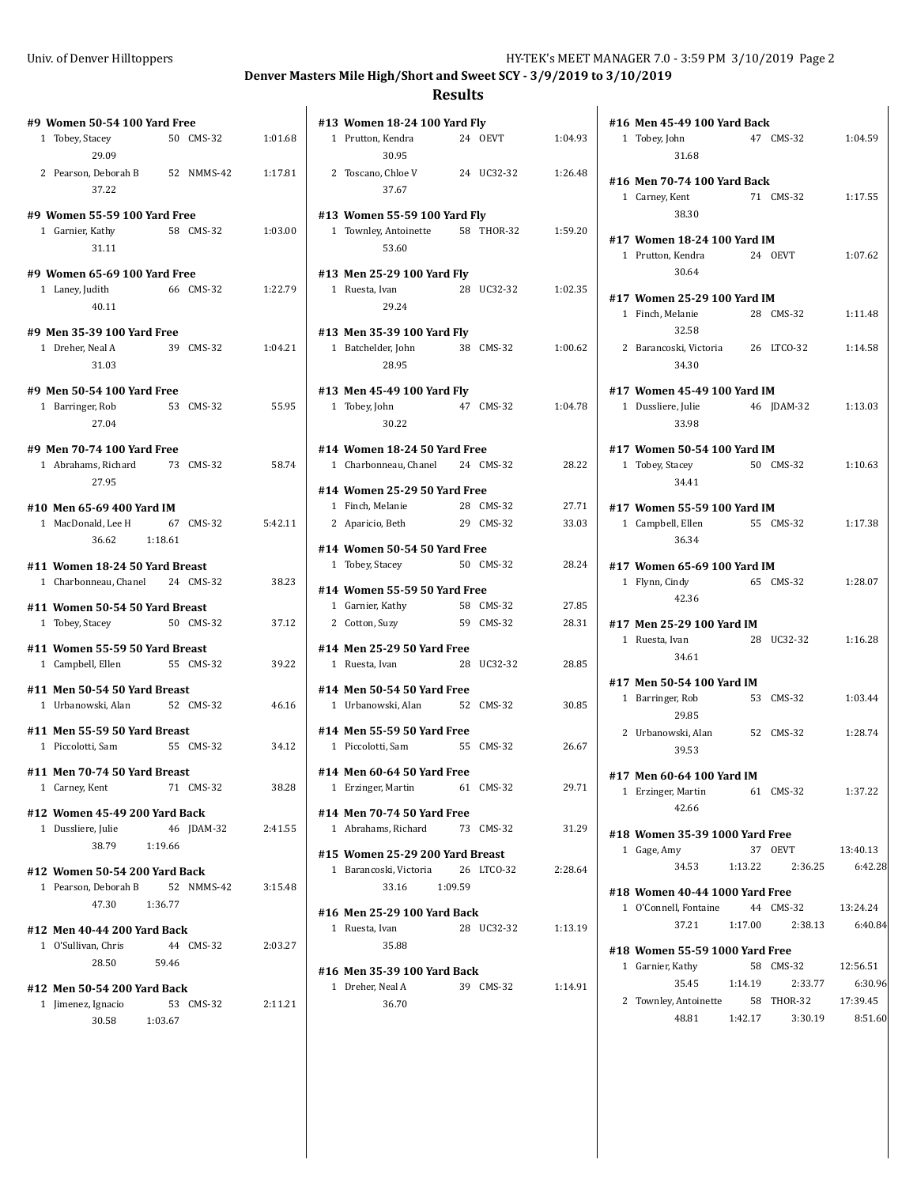Denver Masters Mile High/Short and Sweet SCY - 3/9/2019 to 3/10/2019

## Results

**#9 Women 50-54 100 Yard Free**

1 Tobey, Stacey 50 CMS-32 1:01.68
29.09

2 Pearson, Deborah B 52 NMMS-42 1:17.81
37.22

**#9 Women 55-59 100 Yard Free**

1 Garnier, Kathy 58 CMS-32 1:03.00
31.11

**#9 Women 65-69 100 Yard Free**

1 Laney, Judith 66 CMS-32 1:22.79
40.11

**#9 Men 35-39 100 Yard Free**

1 Dreher, Neal A 39 CMS-32 1:04.21
31.03

**#9 Men 50-54 100 Yard Free**

1 Barringer, Rob 53 CMS-32 55.95
27.04

**#9 Men 70-74 100 Yard Free**

1 Abrahams, Richard 73 CMS-32 58.74
27.95

**#10 Men 65-69 400 Yard IM**

1 MacDonald, Lee H 67 CMS-32 5:42.11
36.62 1:18.61

**#11 Women 18-24 50 Yard Breast**

1 Charbonneau, Chanel 24 CMS-32 38.23

**#11 Women 50-54 50 Yard Breast**

1 Tobey, Stacey 50 CMS-32 37.12

**#11 Women 55-59 50 Yard Breast**

1 Campbell, Ellen 55 CMS-32 39.22

**#11 Men 50-54 50 Yard Breast**

1 Urbanowski, Alan 52 CMS-32 46.16

**#11 Men 55-59 50 Yard Breast**

1 Piccolotti, Sam 55 CMS-32 34.12

**#11 Men 70-74 50 Yard Breast**

1 Carney, Kent 71 CMS-32 38.28

**#12 Women 45-49 200 Yard Back**

1 Dussliere, Julie 46 JDAM-32 2:41.55
38.79 1:19.66

**#12 Women 50-54 200 Yard Back**

1 Pearson, Deborah B 52 NMMS-42 3:15.48
47.30 1:36.77

**#12 Men 40-44 200 Yard Back**

1 O'Sullivan, Chris 44 CMS-32 2:03.27
28.50 59.46

**#12 Men 50-54 200 Yard Back**

1 Jimenez, Ignacio 53 CMS-32 2:11.21
30.58 1:03.67

**#13 Women 18-24 100 Yard Fly**

1 Prutton, Kendra 24 OEVT 1:04.93
30.95

2 Toscano, Chloe V 24 UC32-32 1:26.48
37.67

**#13 Women 55-59 100 Yard Fly**

1 Townley, Antoinette 58 THOR-32 1:59.20
53.60

**#13 Men 25-29 100 Yard Fly**

1 Ruesta, Ivan 28 UC32-32 1:02.35
29.24

**#13 Men 35-39 100 Yard Fly**

1 Batchelder, John 38 CMS-32 1:00.62
28.95

**#13 Men 45-49 100 Yard Fly**

1 Tobey, John 47 CMS-32 1:04.78
30.22

**#14 Women 18-24 50 Yard Free**

1 Charbonneau, Chanel 24 CMS-32 28.22

**#14 Women 25-29 50 Yard Free**

1 Finch, Melanie 28 CMS-32 27.71

2 Aparicio, Beth 29 CMS-32 33.03

**#14 Women 50-54 50 Yard Free**

1 Tobey, Stacey 50 CMS-32 28.24

**#14 Women 55-59 50 Yard Free**

1 Garnier, Kathy 58 CMS-32 27.85

2 Cotton, Suzy 59 CMS-32 28.31

**#14 Men 25-29 50 Yard Free**

1 Ruesta, Ivan 28 UC32-32 28.85

**#14 Men 50-54 50 Yard Free**

1 Urbanowski, Alan 52 CMS-32 30.85

**#14 Men 55-59 50 Yard Free**

1 Piccolotti, Sam 55 CMS-32 26.67

**#14 Men 60-64 50 Yard Free**

1 Erzinger, Martin 61 CMS-32 29.71

**#14 Men 70-74 50 Yard Free**

1 Abrahams, Richard 73 CMS-32 31.29

**#15 Women 25-29 200 Yard Breast**

1 Barancoski, Victoria 26 LTCO-32 2:28.64
33.16 1:09.59

**#16 Men 25-29 100 Yard Back**

1 Ruesta, Ivan 28 UC32-32 1:13.19
35.88

**#16 Men 35-39 100 Yard Back**

1 Dreher, Neal A 39 CMS-32 1:14.91
36.70

**#16 Men 45-49 100 Yard Back**

1 Tobey, John 47 CMS-32 1:04.59
31.68

**#16 Men 70-74 100 Yard Back**

1 Carney, Kent 71 CMS-32 1:17.55
38.30

**#17 Women 18-24 100 Yard IM**

1 Prutton, Kendra 24 OEVT 1:07.62
30.64

**#17 Women 25-29 100 Yard IM**

1 Finch, Melanie 28 CMS-32 1:11.48
32.58

2 Barancoski, Victoria 26 LTCO-32 1:14.58
34.30

**#17 Women 45-49 100 Yard IM**

1 Dussliere, Julie 46 JDAM-32 1:13.03
33.98

**#17 Women 50-54 100 Yard IM**

1 Tobey, Stacey 50 CMS-32 1:10.63
34.41

**#17 Women 55-59 100 Yard IM**

1 Campbell, Ellen 55 CMS-32 1:17.38
36.34

**#17 Women 65-69 100 Yard IM**

1 Flynn, Cindy 65 CMS-32 1:28.07
42.36

**#17 Men 25-29 100 Yard IM**

1 Ruesta, Ivan 28 UC32-32 1:16.28
34.61

**#17 Men 50-54 100 Yard IM**

1 Barringer, Rob 53 CMS-32 1:03.44
29.85

2 Urbanowski, Alan 52 CMS-32 1:28.74
39.53

**#17 Men 60-64 100 Yard IM**

1 Erzinger, Martin 61 CMS-32 1:37.22
42.66

**#18 Women 35-39 1000 Yard Free**

1 Gage, Amy 37 OEVT 13:40.13
34.53 1:13.22 2:36.25 6:42.28

**#18 Women 40-44 1000 Yard Free**

1 O'Connell, Fontaine 44 CMS-32 13:24.24
37.21 1:17.00 2:38.13 6:40.84

**#18 Women 55-59 1000 Yard Free**

1 Garnier, Kathy 58 CMS-32 12:56.51
35.45 1:14.19 2:33.77 6:30.96

2 Townley, Antoinette 58 THOR-32 17:39.45
48.81 1:42.17 3:30.19 8:51.60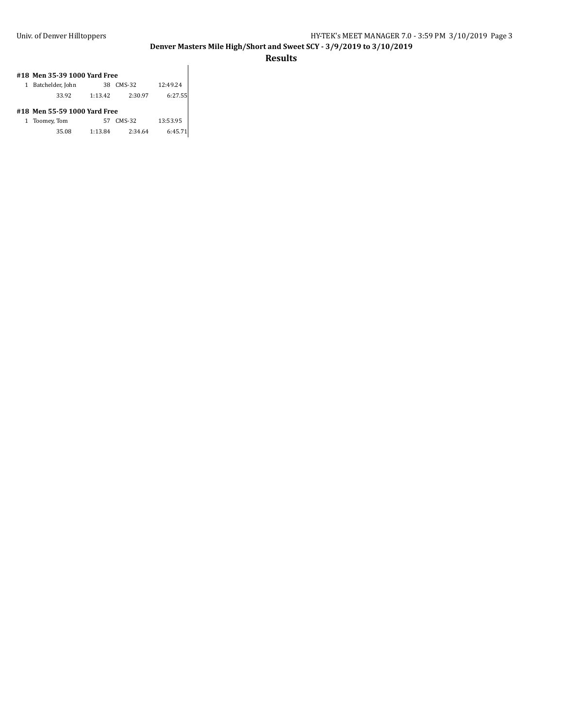**#18 Men 35-39 1000 Yard Free**

| | | | | |
|---|---|---|---|---|
| 1 | Batchelder, John | 38 | CMS-32 | 12:49.24 |
| | 33.92 | 1:13.42 | 2:30.97 | 6:27.55 |

**#18 Men 55-59 1000 Yard Free**

| | | | | |
|---|---|---|---|---|
| 1 | Toomey, Tom | 57 | CMS-32 | 13:53.95 |
| | 35.08 | 1:13.84 | 2:34.64 | 6:45.71 |